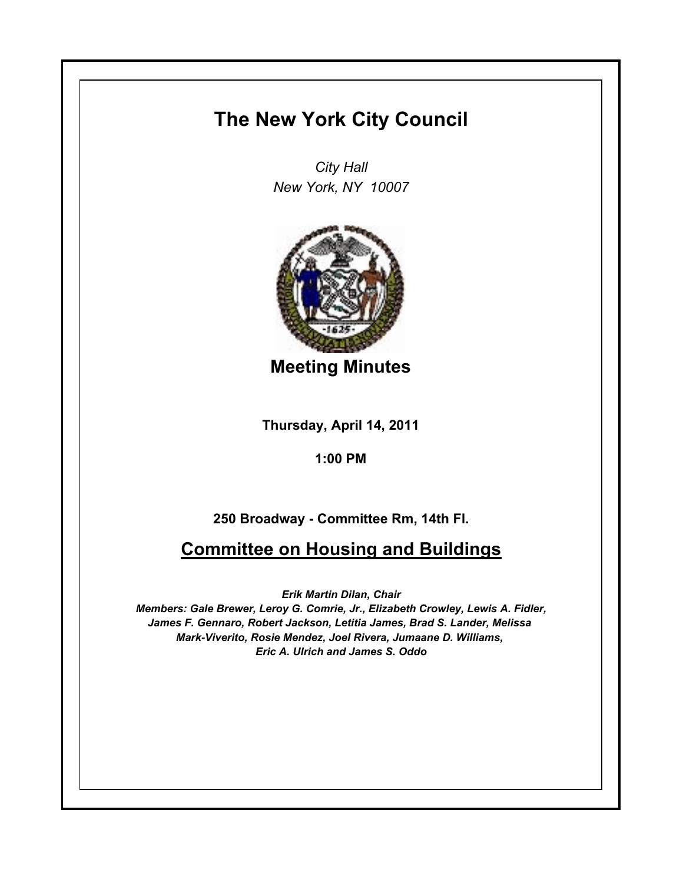# The New York City Council

*City Hall*
*New York, NY 10007*

## Meeting Minutes

**Thursday, April 14, 2011**

**1:00 PM**

**250 Broadway - Committee Rm, 14th Fl.**

## Committee on Housing and Buildings

***Erik Martin Dilan, Chair***
***Members: Gale Brewer, Leroy G. Comrie, Jr., Elizabeth Crowley, Lewis A. Fidler, James F. Gennaro, Robert Jackson, Letitia James, Brad S. Lander, Melissa Mark-Viverito, Rosie Mendez, Joel Rivera, Jumaane D. Williams, Eric A. Ulrich and James S. Oddo***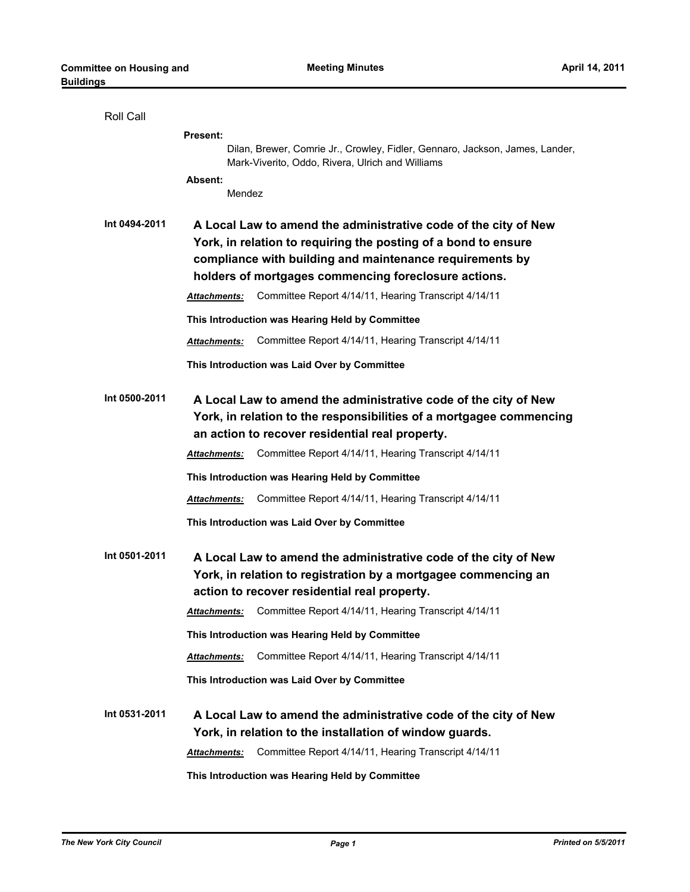Roll Call

**Present:**

Dilan, Brewer, Comrie Jr., Crowley, Fidler, Gennaro, Jackson, James, Lander, Mark-Viverito, Oddo, Rivera, Ulrich and Williams

**Absent:**

Mendez

**Int 0494-2011** **A Local Law to amend the administrative code of the city of New York, in relation to requiring the posting of a bond to ensure compliance with building and maintenance requirements by holders of mortgages commencing foreclosure actions.**

***Attachments:*** Committee Report 4/14/11, Hearing Transcript 4/14/11

**This Introduction was Hearing Held by Committee**

***Attachments:*** Committee Report 4/14/11, Hearing Transcript 4/14/11

**This Introduction was Laid Over by Committee**

**Int 0500-2011** **A Local Law to amend the administrative code of the city of New York, in relation to the responsibilities of a mortgagee commencing an action to recover residential real property.**

***Attachments:*** Committee Report 4/14/11, Hearing Transcript 4/14/11

**This Introduction was Hearing Held by Committee**

***Attachments:*** Committee Report 4/14/11, Hearing Transcript 4/14/11

**This Introduction was Laid Over by Committee**

**Int 0501-2011** **A Local Law to amend the administrative code of the city of New York, in relation to registration by a mortgagee commencing an action to recover residential real property.**

***Attachments:*** Committee Report 4/14/11, Hearing Transcript 4/14/11

**This Introduction was Hearing Held by Committee**

***Attachments:*** Committee Report 4/14/11, Hearing Transcript 4/14/11

**This Introduction was Laid Over by Committee**

**Int 0531-2011** **A Local Law to amend the administrative code of the city of New York, in relation to the installation of window guards.**

***Attachments:*** Committee Report 4/14/11, Hearing Transcript 4/14/11

**This Introduction was Hearing Held by Committee**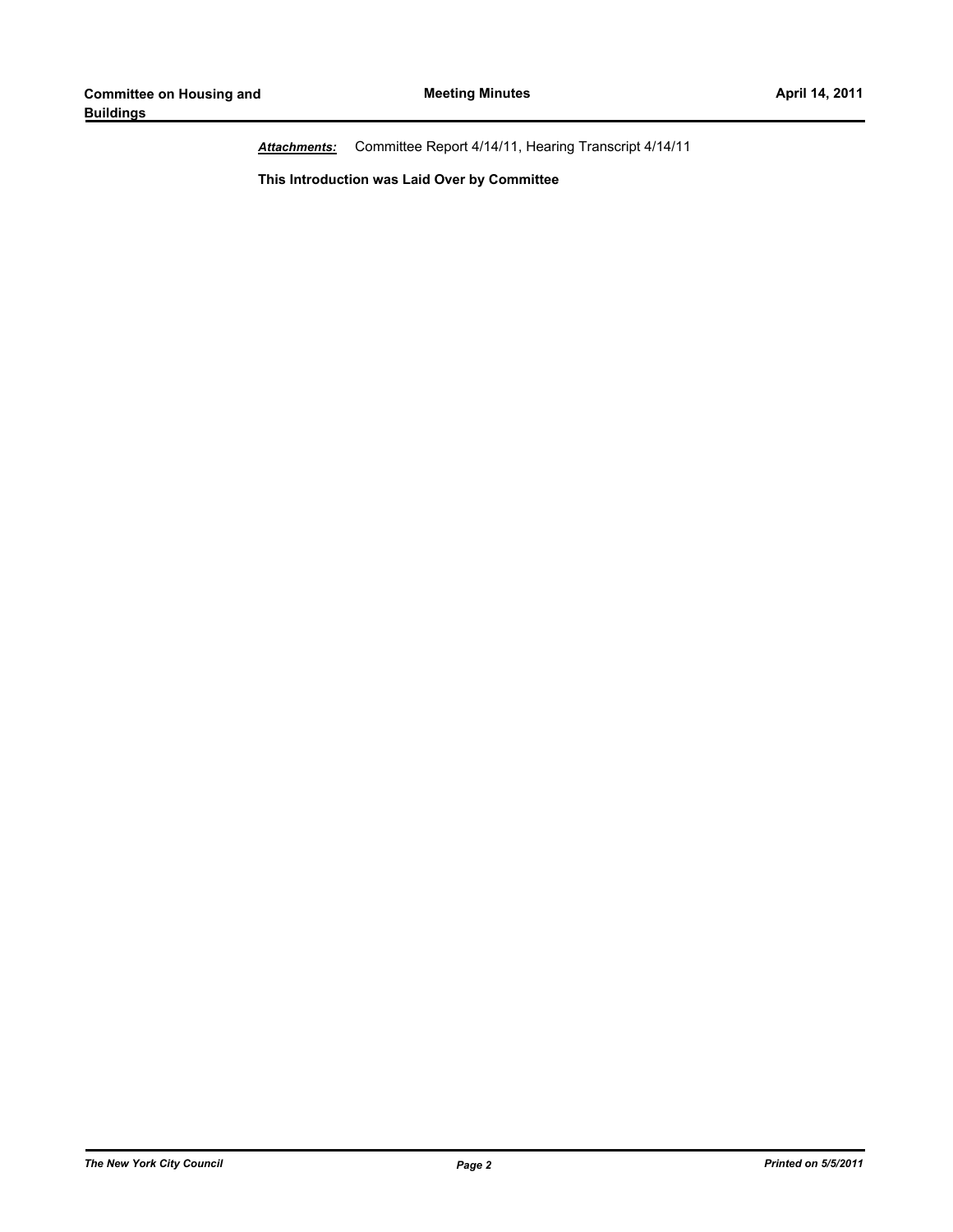***Attachments:*** Committee Report 4/14/11, Hearing Transcript 4/14/11

**This Introduction was Laid Over by Committee**